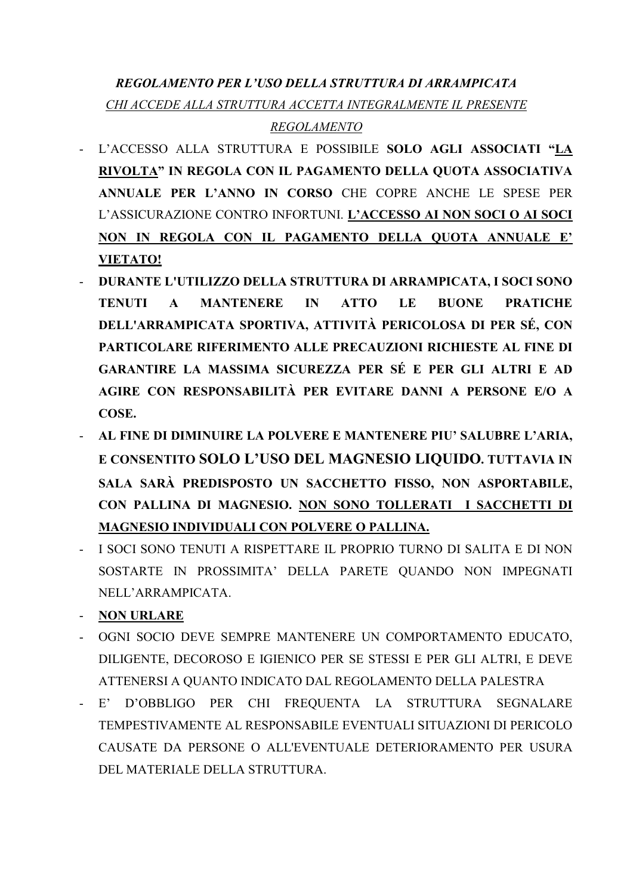***REGOLAMENTO PER L'USO DELLA STRUTTURA DI ARRAMPICATA***

<u>*CHI ACCEDE ALLA STRUTTURA ACCETTA INTEGRALMENTE IL PRESENTE REGOLAMENTO*</u>

- L'ACCESSO ALLA STRUTTURA E POSSIBILE **SOLO AGLI ASSOCIATI "<u>LA RIVOLTA</u>" IN REGOLA CON IL PAGAMENTO DELLA QUOTA ASSOCIATIVA ANNUALE PER L'ANNO IN CORSO** CHE COPRE ANCHE LE SPESE PER L'ASSICURAZIONE CONTRO INFORTUNI. **<u>L'ACCESSO AI NON SOCI O AI SOCI NON IN REGOLA CON IL PAGAMENTO DELLA QUOTA ANNUALE E' VIETATO!</u>**
- **DURANTE L'UTILIZZO DELLA STRUTTURA DI ARRAMPICATA, I SOCI SONO TENUTI A MANTENERE IN ATTO LE BUONE PRATICHE DELL'ARRAMPICATA SPORTIVA, ATTIVITÀ PERICOLOSA DI PER SÉ, CON PARTICOLARE RIFERIMENTO ALLE PRECAUZIONI RICHIESTE AL FINE DI GARANTIRE LA MASSIMA SICUREZZA PER SÉ E PER GLI ALTRI E AD AGIRE CON RESPONSABILITÀ PER EVITARE DANNI A PERSONE E/O A COSE.**
- **AL FINE DI DIMINUIRE LA POLVERE E MANTENERE PIU' SALUBRE L'ARIA, E CONSENTITO SOLO L'USO DEL MAGNESIO LIQUIDO. TUTTAVIA IN SALA SARÀ PREDISPOSTO UN SACCHETTO FISSO, NON ASPORTABILE, CON PALLINA DI MAGNESIO. <u>NON SONO TOLLERATI I SACCHETTI DI MAGNESIO INDIVIDUALI CON POLVERE O PALLINA.</u>**
- I SOCI SONO TENUTI A RISPETTARE IL PROPRIO TURNO DI SALITA E DI NON SOSTARTE IN PROSSIMITA' DELLA PARETE QUANDO NON IMPEGNATI NELL'ARRAMPICATA.
- **<u>NON URLARE</u>**
- OGNI SOCIO DEVE SEMPRE MANTENERE UN COMPORTAMENTO EDUCATO, DILIGENTE, DECOROSO E IGIENICO PER SE STESSI E PER GLI ALTRI, E DEVE ATTENERSI A QUANTO INDICATO DAL REGOLAMENTO DELLA PALESTRA
- E' D'OBBLIGO PER CHI FREQUENTA LA STRUTTURA SEGNALARE TEMPESTIVAMENTE AL RESPONSABILE EVENTUALI SITUAZIONI DI PERICOLO CAUSATE DA PERSONE O ALL'EVENTUALE DETERIORAMENTO PER USURA DEL MATERIALE DELLA STRUTTURA.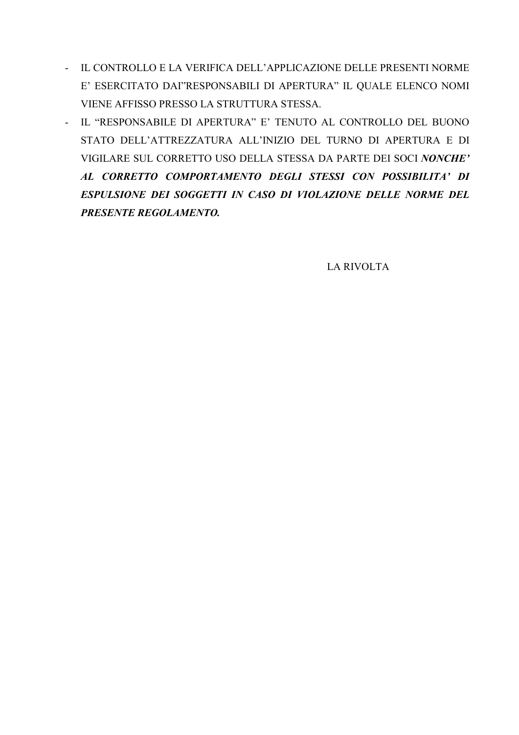- IL CONTROLLO E LA VERIFICA DELL'APPLICAZIONE DELLE PRESENTI NORME E' ESERCITATO DAI"RESPONSABILI DI APERTURA" IL QUALE ELENCO NOMI VIENE AFFISSO PRESSO LA STRUTTURA STESSA.
- IL "RESPONSABILE DI APERTURA" E' TENUTO AL CONTROLLO DEL BUONO STATO DELL'ATTREZZATURA ALL'INIZIO DEL TURNO DI APERTURA E DI VIGILARE SUL CORRETTO USO DELLA STESSA DA PARTE DEI SOCI ***NONCHE' AL CORRETTO COMPORTAMENTO DEGLI STESSI CON POSSIBILITA' DI ESPULSIONE DEI SOGGETTI IN CASO DI VIOLAZIONE DELLE NORME DEL PRESENTE REGOLAMENTO.***

LA RIVOLTA